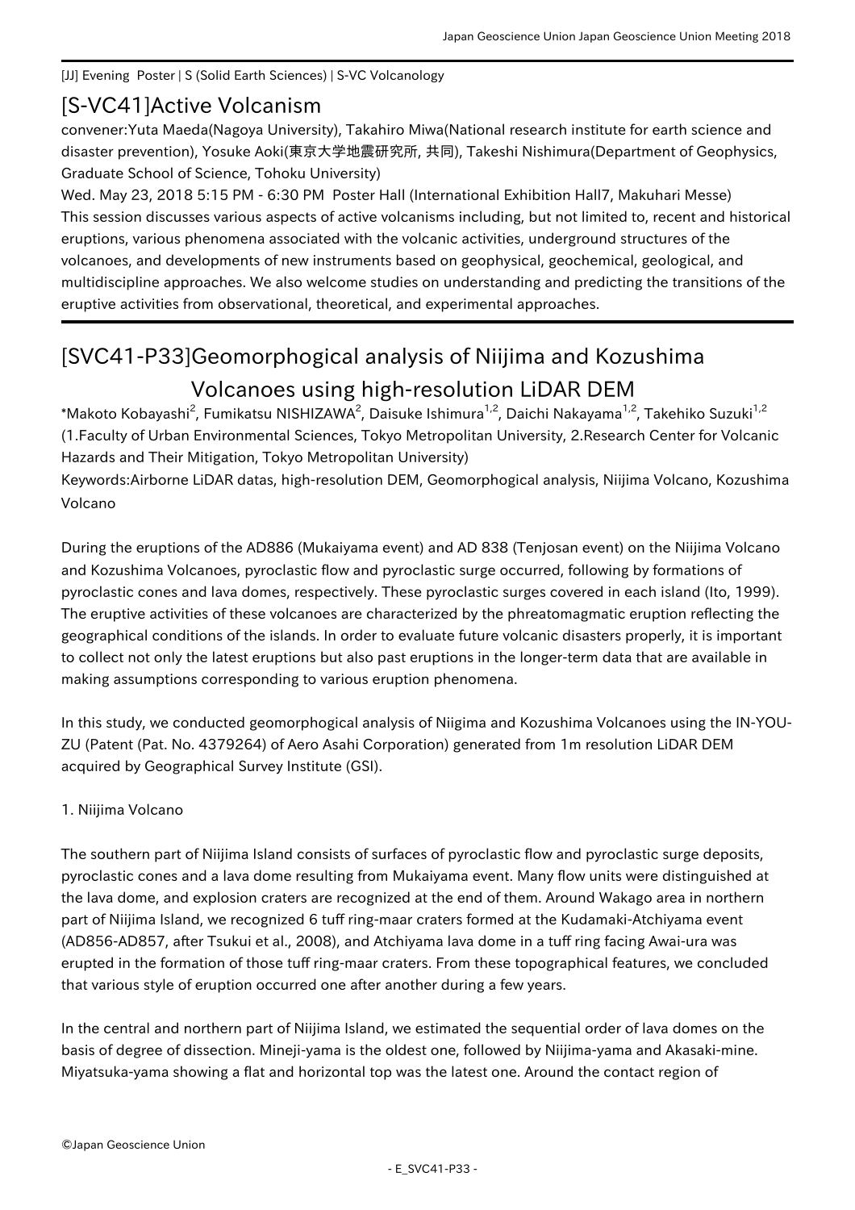[JJ] Evening Poster | S (Solid Earth Sciences) | S-VC Volcanology

## [S-VC41]Active Volcanism

convener:Yuta Maeda(Nagoya University), Takahiro Miwa(National research institute for earth science and disaster prevention), Yosuke Aoki(東京大学地震研究所, 共同), Takeshi Nishimura(Department of Geophysics, Graduate School of Science, Tohoku University)

Wed. May 23, 2018 5:15 PM - 6:30 PM Poster Hall (International Exhibition Hall7, Makuhari Messe)

This session discusses various aspects of active volcanisms including, but not limited to, recent and historical eruptions, various phenomena associated with the volcanic activities, underground structures of the volcanoes, and developments of new instruments based on geophysical, geochemical, geological, and multidiscipline approaches. We also welcome studies on understanding and predicting the transitions of the eruptive activities from observational, theoretical, and experimental approaches.

# [SVC41-P33]Geomorphogical analysis of Niijima and Kozushima Volcanoes using high-resolution LiDAR DEM

*Makoto Kobayashi[2], Fumikatsu NISHIZAWA[2], Daisuke Ishimura[1,2], Daichi Nakayama[1,2], Takehiko Suzuki[1,2] (1.Faculty of Urban Environmental Sciences, Tokyo Metropolitan University, 2.Research Center for Volcanic Hazards and Their Mitigation, Tokyo Metropolitan University)

Keywords:Airborne LiDAR datas, high-resolution DEM, Geomorphogical analysis, Niijima Volcano, Kozushima Volcano

During the eruptions of the AD886 (Mukaiyama event) and AD 838 (Tenjosan event) on the Niijima Volcano and Kozushima Volcanoes, pyroclastic flow and pyroclastic surge occurred, following by formations of pyroclastic cones and lava domes, respectively. These pyroclastic surges covered in each island (Ito, 1999). The eruptive activities of these volcanoes are characterized by the phreatomagmatic eruption reflecting the geographical conditions of the islands. In order to evaluate future volcanic disasters properly, it is important to collect not only the latest eruptions but also past eruptions in the longer-term data that are available in making assumptions corresponding to various eruption phenomena.

In this study, we conducted geomorphogical analysis of Niigima and Kozushima Volcanoes using the IN-YOU-ZU (Patent (Pat. No. 4379264) of Aero Asahi Corporation) generated from 1m resolution LiDAR DEM acquired by Geographical Survey Institute (GSI).

1. Niijima Volcano

The southern part of Niijima Island consists of surfaces of pyroclastic flow and pyroclastic surge deposits, pyroclastic cones and a lava dome resulting from Mukaiyama event. Many flow units were distinguished at the lava dome, and explosion craters are recognized at the end of them. Around Wakago area in northern part of Niijima Island, we recognized 6 tuff ring-maar craters formed at the Kudamaki-Atchiyama event (AD856-AD857, after Tsukui et al., 2008), and Atchiyama lava dome in a tuff ring facing Awai-ura was erupted in the formation of those tuff ring-maar craters. From these topographical features, we concluded that various style of eruption occurred one after another during a few years.

In the central and northern part of Niijima Island, we estimated the sequential order of lava domes on the basis of degree of dissection. Mineji-yama is the oldest one, followed by Niijima-yama and Akasaki-mine. Miyatsuka-yama showing a flat and horizontal top was the latest one. Around the contact region of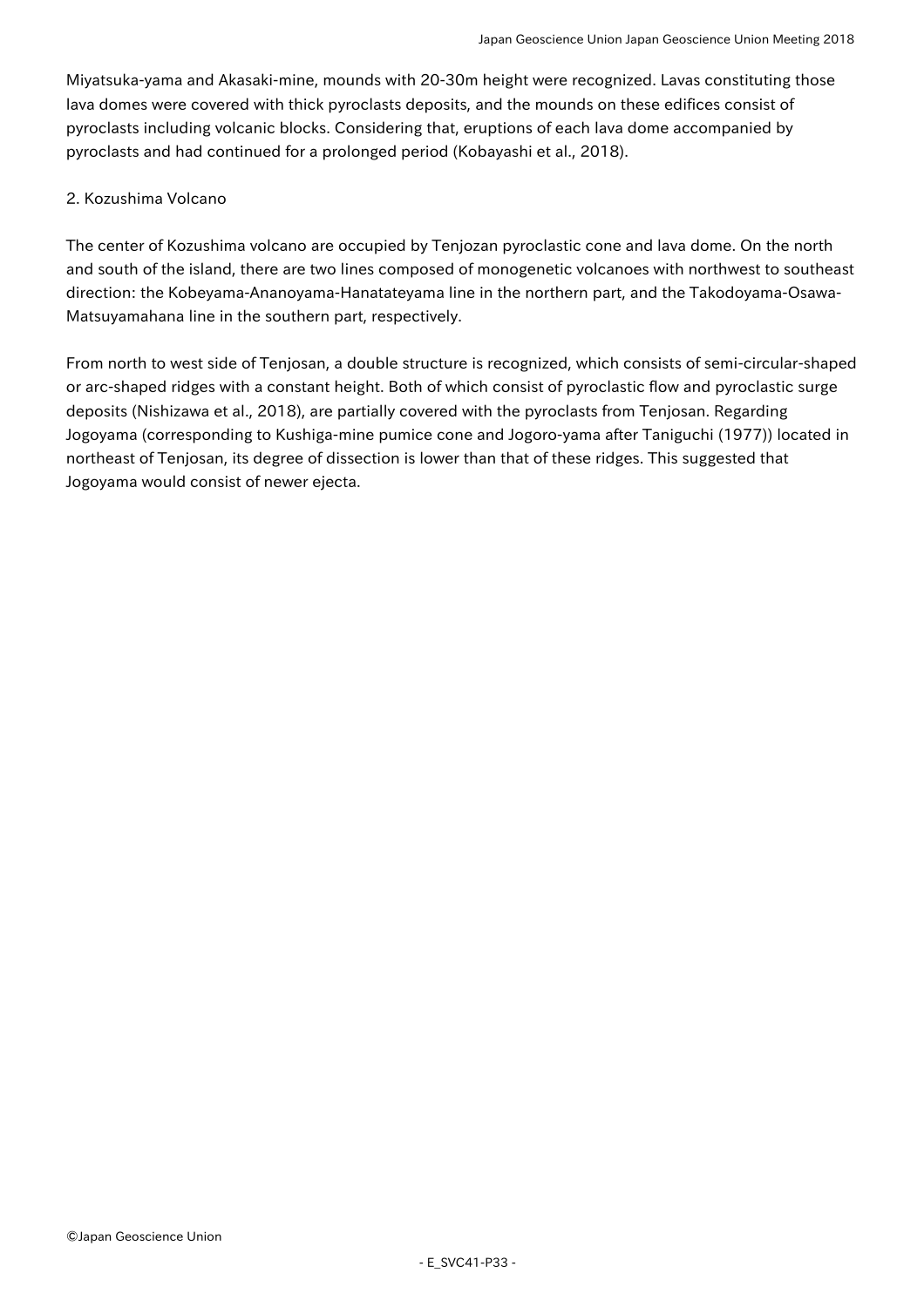Miyatsuka-yama and Akasaki-mine, mounds with 20-30m height were recognized. Lavas constituting those lava domes were covered with thick pyroclasts deposits, and the mounds on these edifices consist of pyroclasts including volcanic blocks. Considering that, eruptions of each lava dome accompanied by pyroclasts and had continued for a prolonged period (Kobayashi et al., 2018).

2. Kozushima Volcano

The center of Kozushima volcano are occupied by Tenjozan pyroclastic cone and lava dome. On the north and south of the island, there are two lines composed of monogenetic volcanoes with northwest to southeast direction: the Kobeyama-Ananoyama-Hanatateyama line in the northern part, and the Takodoyama-Osawa-Matsuyamahana line in the southern part, respectively.

From north to west side of Tenjosan, a double structure is recognized, which consists of semi-circular-shaped or arc-shaped ridges with a constant height. Both of which consist of pyroclastic flow and pyroclastic surge deposits (Nishizawa et al., 2018), are partially covered with the pyroclasts from Tenjosan. Regarding Jogoyama (corresponding to Kushiga-mine pumice cone and Jogoro-yama after Taniguchi (1977)) located in northeast of Tenjosan, its degree of dissection is lower than that of these ridges. This suggested that Jogoyama would consist of newer ejecta.